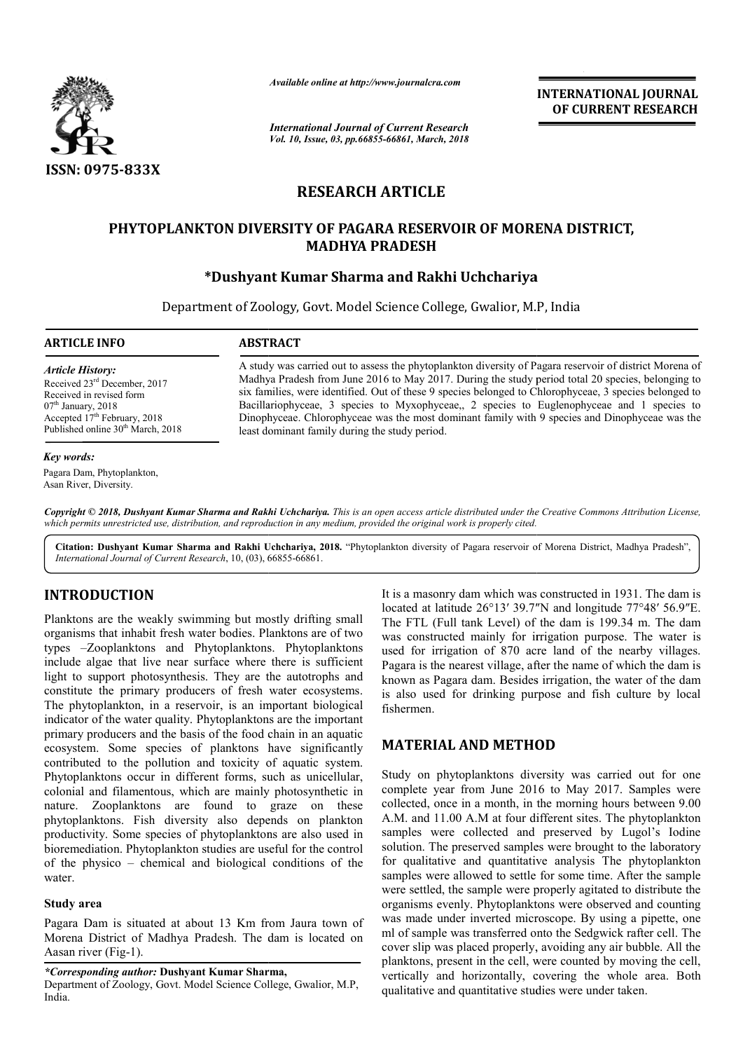ISSN: 0975-833X

*Available online at http://www.journalcra.com*

*International Journal of Current Research*
*Vol. 10, Issue, 03, pp.66855-66861, March, 2018*

**INTERNATIONAL JOURNAL OF CURRENT RESEARCH**

# RESEARCH ARTICLE

# PHYTOPLANKTON DIVERSITY OF PAGARA RESERVOIR OF MORENA DISTRICT, MADHYA PRADESH

**\*Dushyant Kumar Sharma and Rakhi Uchchariya**

Department of Zoology, Govt. Model Science College, Gwalior, M.P, India

## ARTICLE INFO

*Article History:*
Received 23rd December, 2017
Received in revised form
07th January, 2018
Accepted 17th February, 2018
Published online 30th March, 2018

*Key words:*
Pagara Dam, Phytoplankton, Asan River, Diversity.

## ABSTRACT

A study was carried out to assess the phytoplankton diversity of Pagara reservoir of district Morena of Madhya Pradesh from June 2016 to May 2017. During the study period total 20 species, belonging to six families, were identified. Out of these 9 species belonged to Chlorophyceae, 3 species belonged to Bacillariophyceae, 3 species to Myxophyceae,, 2 species to Euglenophyceae and 1 species to Dinophyceae. Chlorophyceae was the most dominant family with 9 species and Dinophyceae was the least dominant family during the study period.

*Copyright © 2018, Dushyant Kumar Sharma and Rakhi Uchchariya. This is an open access article distributed under the Creative Commons Attribution License, which permits unrestricted use, distribution, and reproduction in any medium, provided the original work is properly cited.*

**Citation: Dushyant Kumar Sharma and Rakhi Uchchariya, 2018.** "Phytoplankton diversity of Pagara reservoir of Morena District, Madhya Pradesh", *International Journal of Current Research*, 10, (03), 66855-66861.

## INTRODUCTION

Planktons are the weakly swimming but mostly drifting small organisms that inhabit fresh water bodies. Planktons are of two types –Zooplanktons and Phytoplanktons. Phytoplanktons include algae that live near surface where there is sufficient light to support photosynthesis. They are the autotrophs and constitute the primary producers of fresh water ecosystems. The phytoplankton, in a reservoir, is an important biological indicator of the water quality. Phytoplanktons are the important primary producers and the basis of the food chain in an aquatic ecosystem. Some species of planktons have significantly contributed to the pollution and toxicity of aquatic system. Phytoplanktons occur in different forms, such as unicellular, colonial and filamentous, which are mainly photosynthetic in nature. Zooplanktons are found to graze on these phytoplanktons. Fish diversity also depends on plankton productivity. Some species of phytoplanktons are also used in bioremediation. Phytoplankton studies are useful for the control of the physico – chemical and biological conditions of the water.

### Study area

Pagara Dam is situated at about 13 Km from Jaura town of Morena District of Madhya Pradesh. The dam is located on Aasan river (Fig-1).

It is a masonry dam which was constructed in 1931. The dam is located at latitude 26°13′ 39.7″N and longitude 77°48′ 56.9″E. The FTL (Full tank Level) of the dam is 199.34 m. The dam was constructed mainly for irrigation purpose. The water is used for irrigation of 870 acre land of the nearby villages. Pagara is the nearest village, after the name of which the dam is known as Pagara dam. Besides irrigation, the water of the dam is also used for drinking purpose and fish culture by local fishermen.

## MATERIAL AND METHOD

Study on phytoplanktons diversity was carried out for one complete year from June 2016 to May 2017. Samples were collected, once in a month, in the morning hours between 9.00 A.M. and 11.00 A.M at four different sites. The phytoplankton samples were collected and preserved by Lugol's Iodine solution. The preserved samples were brought to the laboratory for qualitative and quantitative analysis The phytoplankton samples were allowed to settle for some time. After the sample were settled, the sample were properly agitated to distribute the organisms evenly. Phytoplanktons were observed and counting was made under inverted microscope. By using a pipette, one ml of sample was transferred onto the Sedgwick rafter cell. The cover slip was placed properly, avoiding any air bubble. All the planktons, present in the cell, were counted by moving the cell, vertically and horizontally, covering the whole area. Both qualitative and quantitative studies were under taken.

*\*Corresponding author:* **Dushyant Kumar Sharma,**
Department of Zoology, Govt. Model Science College, Gwalior, M.P, India.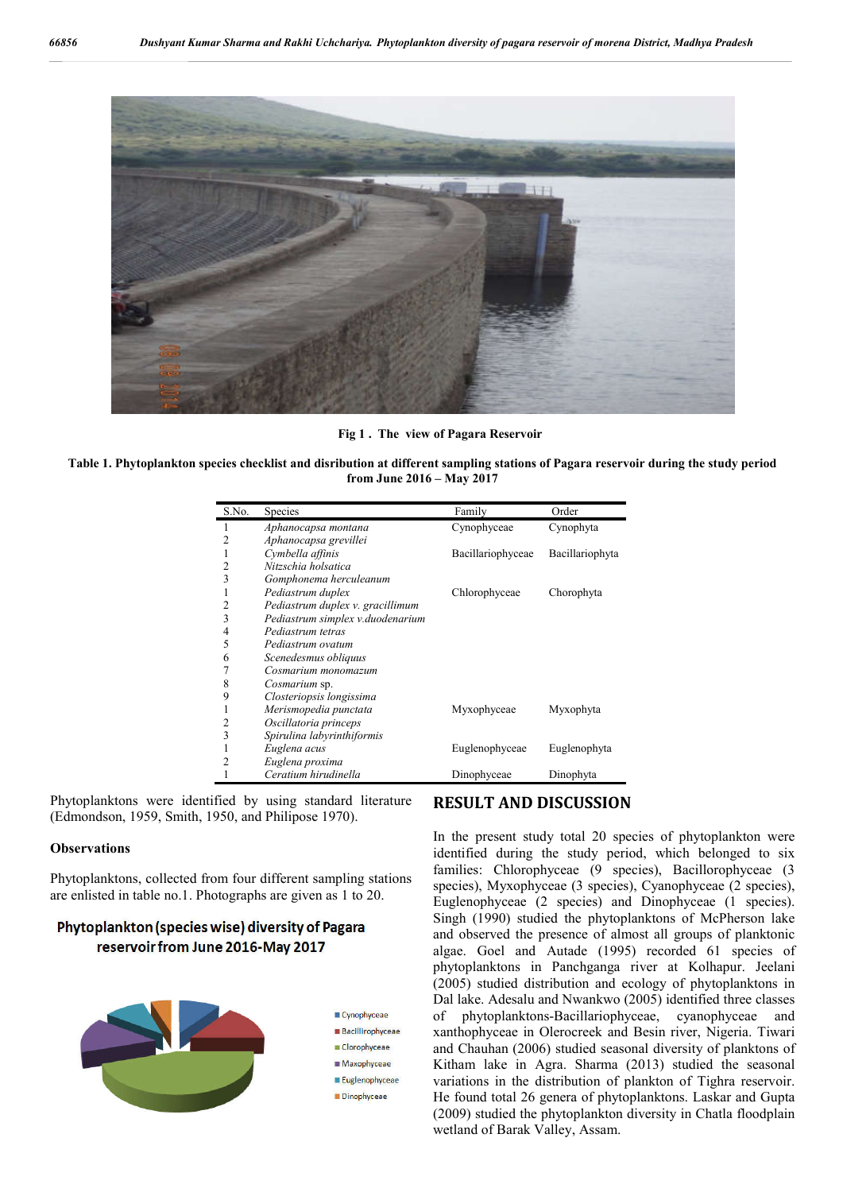Fig 1 . The view of Pagara Reservoir

**Table 1. Phytoplankton species checklist and disribution at different sampling stations of Pagara reservoir during the study period from June 2016 – May 2017**

| S.No. | Species | Family | Order |
|---|---|---|---|
| 1 | *Aphanocapsa montana* | Cynophyceae | Cynophyta |
| 2 | *Aphanocapsa grevillei* | | |
| 1 | *Cymbella affinis* | Bacillariophyceae | Bacillariophyta |
| 2 | *Nitzschia holsatica* | | |
| 3 | *Gomphonema herculeanum* | | |
| 1 | *Pediastrum duplex* | Chlorophyceae | Chorophyta |
| 2 | *Pediastrum duplex v. gracillimum* | | |
| 3 | *Pediastrum simplex v.duodenarium* | | |
| 4 | *Pediastrum tetras* | | |
| 5 | *Pediastrum ovatum* | | |
| 6 | *Scenedesmus obliquus* | | |
| 7 | *Cosmarium monomazum* | | |
| 8 | *Cosmarium* sp. | | |
| 9 | *Closteriopsis longissima* | | |
| 1 | *Merismopedia punctata* | Myxophyceae | Myxophyta |
| 2 | *Oscillatoria princeps* | | |
| 3 | *Spirulina labyrinthiformis* | | |
| 1 | *Euglena acus* | Euglenophyceae | Euglenophyta |
| 2 | *Euglena proxima* | | |
| 1 | *Ceratium hirudinella* | Dinophyceae | Dinophyta |

Phytoplanktons were identified by using standard literature (Edmondson, 1959, Smith, 1950, and Philipose 1970).

**Observations**

Phytoplanktons, collected from four different sampling stations are enlisted in table no.1. Photographs are given as 1 to 20.

**Phytoplankton (species wise) diversity of Pagara reservoir from June 2016-May 2017**

## RESULT AND DISCUSSION

In the present study total 20 species of phytoplankton were identified during the study period, which belonged to six families: Chlorophyceae (9 species), Bacillorophyceae (3 species), Myxophyceae (3 species), Cyanophyceae (2 species), Euglenophyceae (2 species) and Dinophyceae (1 species). Singh (1990) studied the phytoplanktons of McPherson lake and observed the presence of almost all groups of planktonic algae. Goel and Autade (1995) recorded 61 species of phytoplanktons in Panchganga river at Kolhapur. Jeelani (2005) studied distribution and ecology of phytoplanktons in Dal lake. Adesalu and Nwankwo (2005) identified three classes of phytoplanktons-Bacillariophyceae, cyanophyceae and xanthophyceae in Olerocreek and Besin river, Nigeria. Tiwari and Chauhan (2006) studied seasonal diversity of planktons of Kitham lake in Agra. Sharma (2013) studied the seasonal variations in the distribution of plankton of Tighra reservoir. He found total 26 genera of phytoplanktons. Laskar and Gupta (2009) studied the phytoplankton diversity in Chatla floodplain wetland of Barak Valley, Assam.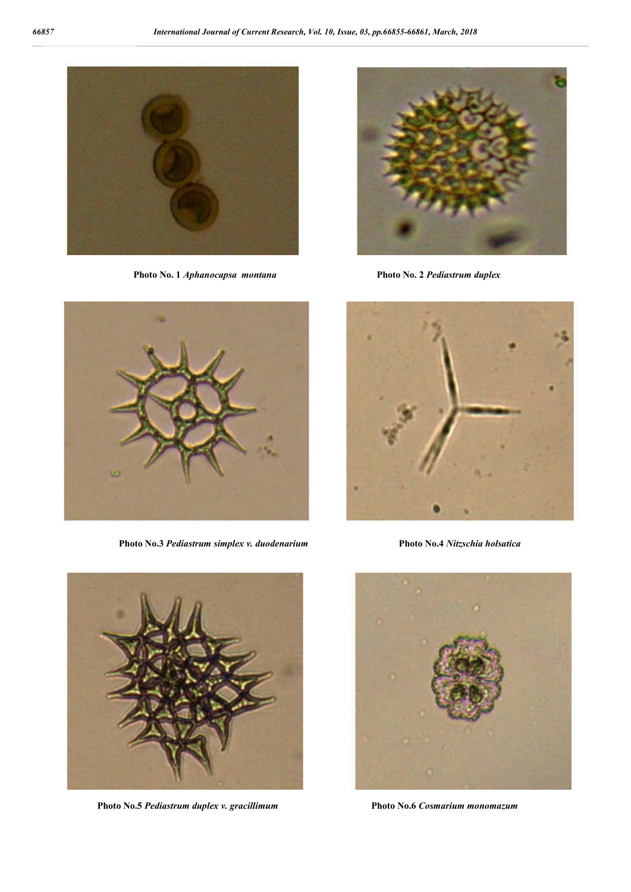**Photo No. 1** *Aphanocapsa montana*

**Photo No. 2** *Pediastrum duplex*

**Photo No.3** *Pediastrum simplex v. duodenarium*

**Photo No.4** *Nitzschia holsatica*

**Photo No.5** *Pediastrum duplex v. gracillimum*

**Photo No.6** *Cosmarium monomazum*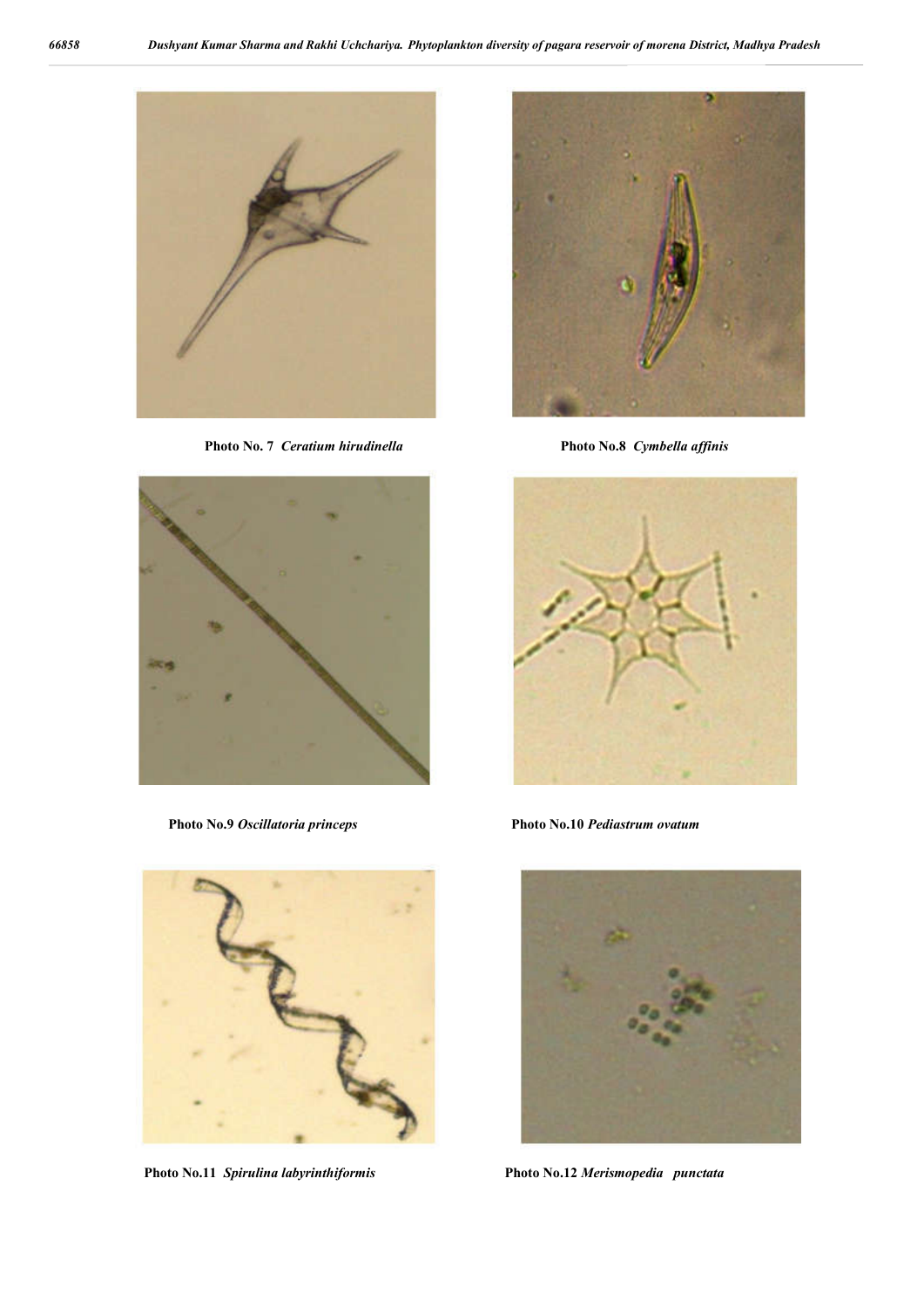Photo No. 7 *Ceratium hirudinella*

Photo No.8 *Cymbella affinis*

Photo No.9 *Oscillatoria princeps*

Photo No.10 *Pediastrum ovatum*

Photo No.11 *Spirulina labyrinthiformis*

Photo No.12 *Merismopedia punctata*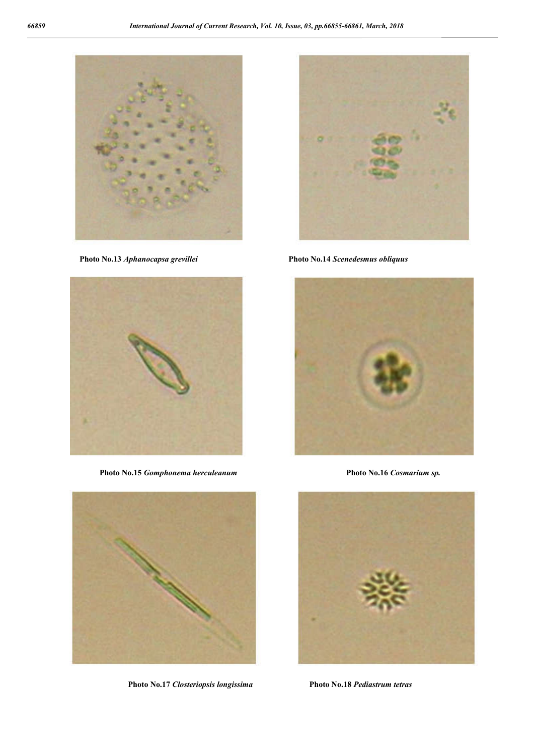Photo No.13 *Aphanocapsa grevillei*

Photo No.14 *Scenedesmus obliquus*

Photo No.15 *Gomphonema herculeanum*

Photo No.16 *Cosmarium sp.*

Photo No.17 *Closteriopsis longissima*

Photo No.18 *Pediastrum tetras*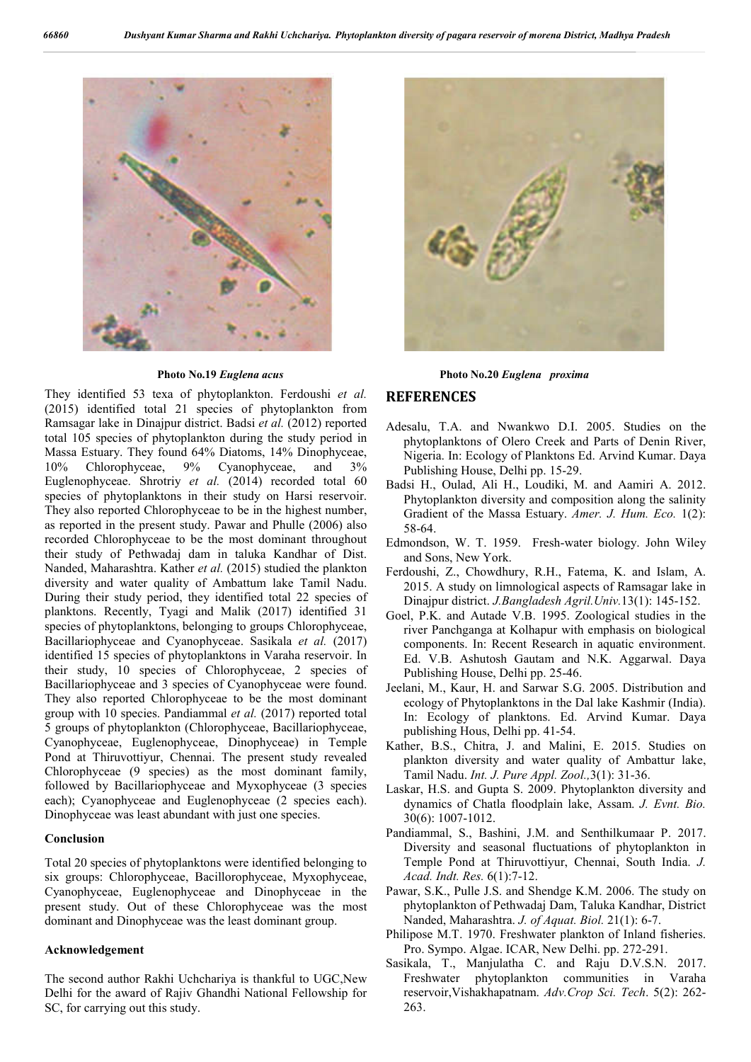Photo No.19 *Euglena acus*

Photo No.20 *Euglena proxima*

They identified 53 texa of phytoplankton. Ferdoushi *et al.* (2015) identified total 21 species of phytoplankton from Ramsagar lake in Dinajpur district. Badsi *et al.* (2012) reported total 105 species of phytoplankton during the study period in Massa Estuary. They found 64% Diatoms, 14% Dinophyceae, 10% Chlorophyceae, 9% Cyanophyceae, and 3% Euglenophyceae. Shrotriy *et al.* (2014) recorded total 60 species of phytoplanktons in their study on Harsi reservoir. They also reported Chlorophyceae to be in the highest number, as reported in the present study. Pawar and Phulle (2006) also recorded Chlorophyceae to be the most dominant throughout their study of Pethwadaj dam in taluka Kandhar of Dist. Nanded, Maharashtra. Kather *et al.* (2015) studied the plankton diversity and water quality of Ambattum lake Tamil Nadu. During their study period, they identified total 22 species of planktons. Recently, Tyagi and Malik (2017) identified 31 species of phytoplanktons, belonging to groups Chlorophyceae, Bacillariophyceae and Cyanophyceae. Sasikala *et al.* (2017) identified 15 species of phytoplanktons in Varaha reservoir. In their study, 10 species of Chlorophyceae, 2 species of Bacillariophyceae and 3 species of Cyanophyceae were found. They also reported Chlorophyceae to be the most dominant group with 10 species. Pandiammal *et al.* (2017) reported total 5 groups of phytoplankton (Chlorophyceae, Bacillariophyceae, Cyanophyceae, Euglenophyceae, Dinophyceae) in Temple Pond at Thiruvottiyur, Chennai. The present study revealed Chlorophyceae (9 species) as the most dominant family, followed by Bacillariophyceae and Myxophyceae (3 species each); Cyanophyceae and Euglenophyceae (2 species each). Dinophyceae was least abundant with just one species.

### Conclusion

Total 20 species of phytoplanktons were identified belonging to six groups: Chlorophyceae, Bacillorophyceae, Myxophyceae, Cyanophyceae, Euglenophyceae and Dinophyceae in the present study. Out of these Chlorophyceae was the most dominant and Dinophyceae was the least dominant group.

### Acknowledgement

The second author Rakhi Uchchariya is thankful to UGC,New Delhi for the award of Rajiv Ghandhi National Fellowship for SC, for carrying out this study.

## REFERENCES

Adesalu, T.A. and Nwankwo D.I. 2005. Studies on the phytoplanktons of Olero Creek and Parts of Denin River, Nigeria. In: Ecology of Planktons Ed. Arvind Kumar. Daya Publishing House, Delhi pp. 15-29.

Badsi H., Oulad, Ali H., Loudiki, M. and Aamiri A. 2012. Phytoplankton diversity and composition along the salinity Gradient of the Massa Estuary. *Amer. J. Hum. Eco.* 1(2): 58-64.

Edmondson, W. T. 1959. Fresh-water biology. John Wiley and Sons, New York.

Ferdoushi, Z., Chowdhury, R.H., Fatema, K. and Islam, A. 2015. A study on limnological aspects of Ramsagar lake in Dinajpur district. *J.Bangladesh Agril.Univ.*13(1): 145-152.

Goel, P.K. and Autade V.B. 1995. Zoological studies in the river Panchganga at Kolhapur with emphasis on biological components. In: Recent Research in aquatic environment. Ed. V.B. Ashutosh Gautam and N.K. Aggarwal. Daya Publishing House, Delhi pp. 25-46.

Jeelani, M., Kaur, H. and Sarwar S.G. 2005. Distribution and ecology of Phytoplanktons in the Dal lake Kashmir (India). In: Ecology of planktons. Ed. Arvind Kumar. Daya publishing Hous, Delhi pp. 41-54.

Kather, B.S., Chitra, J. and Malini, E. 2015. Studies on plankton diversity and water quality of Ambattur lake, Tamil Nadu. *Int. J. Pure Appl. Zool.,*3(1): 31-36.

Laskar, H.S. and Gupta S. 2009. Phytoplankton diversity and dynamics of Chatla floodplain lake, Assam. *J. Evnt. Bio.* 30(6): 1007-1012.

Pandiammal, S., Bashini, J.M. and Senthilkumaar P. 2017. Diversity and seasonal fluctuations of phytoplankton in Temple Pond at Thiruvottiyur, Chennai, South India. *J. Acad. Indt. Res.* 6(1):7-12.

Pawar, S.K., Pulle J.S. and Shendge K.M. 2006. The study on phytoplankton of Pethwadaj Dam, Taluka Kandhar, District Nanded, Maharashtra. *J. of Aquat. Biol.* 21(1): 6-7.

Philipose M.T. 1970. Freshwater plankton of Inland fisheries. Pro. Sympo. Algae. ICAR, New Delhi. pp. 272-291.

Sasikala, T., Manjulatha C. and Raju D.V.S.N. 2017. Freshwater phytoplankton communities in Varaha reservoir,Vishakhapatnam. *Adv.Crop Sci. Tech*. 5(2): 262-263.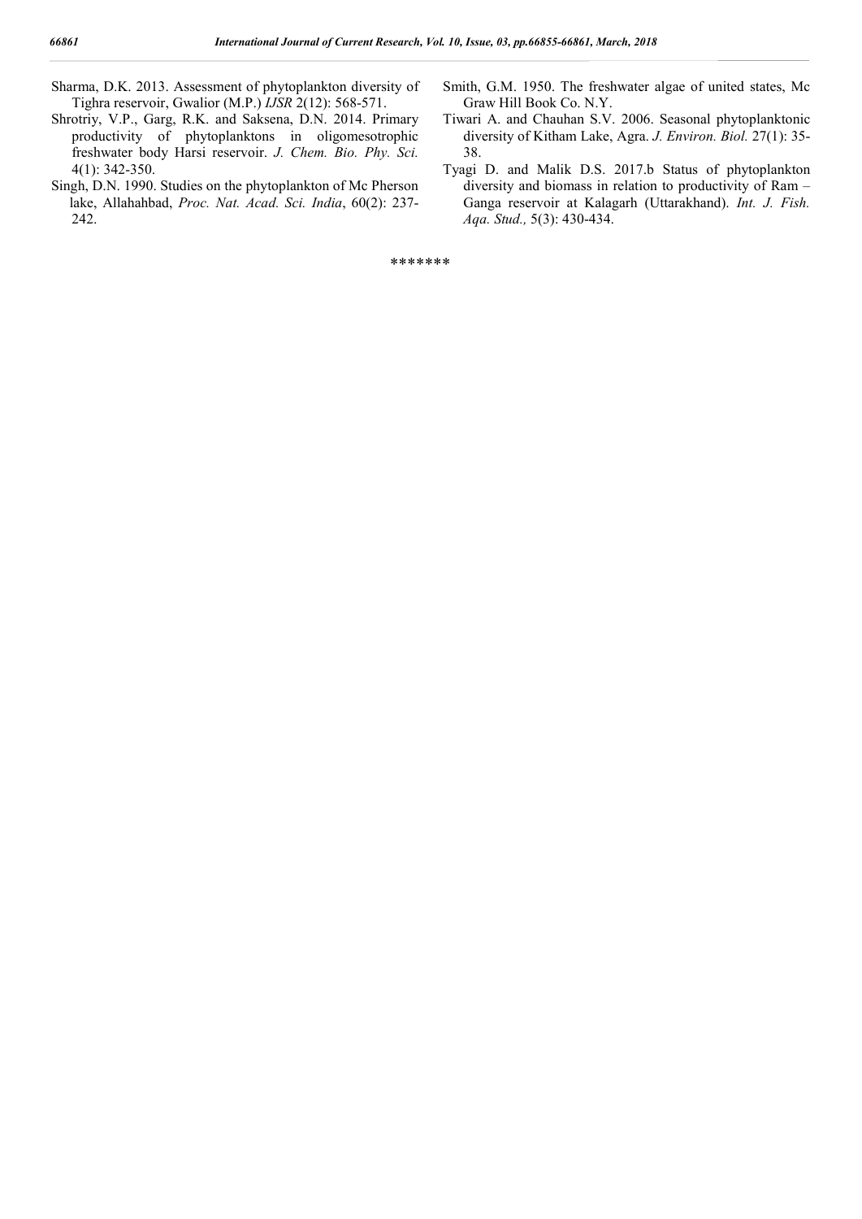Sharma, D.K. 2013. Assessment of phytoplankton diversity of Tighra reservoir, Gwalior (M.P.) *IJSR* 2(12): 568-571.

Shrotriy, V.P., Garg, R.K. and Saksena, D.N. 2014. Primary productivity of phytoplanktons in oligomesotrophic freshwater body Harsi reservoir. *J. Chem. Bio. Phy. Sci.* 4(1): 342-350.

Singh, D.N. 1990. Studies on the phytoplankton of Mc Pherson lake, Allahahbad, *Proc. Nat. Acad. Sci. India*, 60(2): 237-242.

Smith, G.M. 1950. The freshwater algae of united states, Mc Graw Hill Book Co. N.Y.

Tiwari A. and Chauhan S.V. 2006. Seasonal phytoplanktonic diversity of Kitham Lake, Agra. *J. Environ. Biol.* 27(1): 35-38.

Tyagi D. and Malik D.S. 2017.b Status of phytoplankton diversity and biomass in relation to productivity of Ram – Ganga reservoir at Kalagarh (Uttarakhand). *Int. J. Fish. Aqa. Stud.,* 5(3): 430-434.

*******